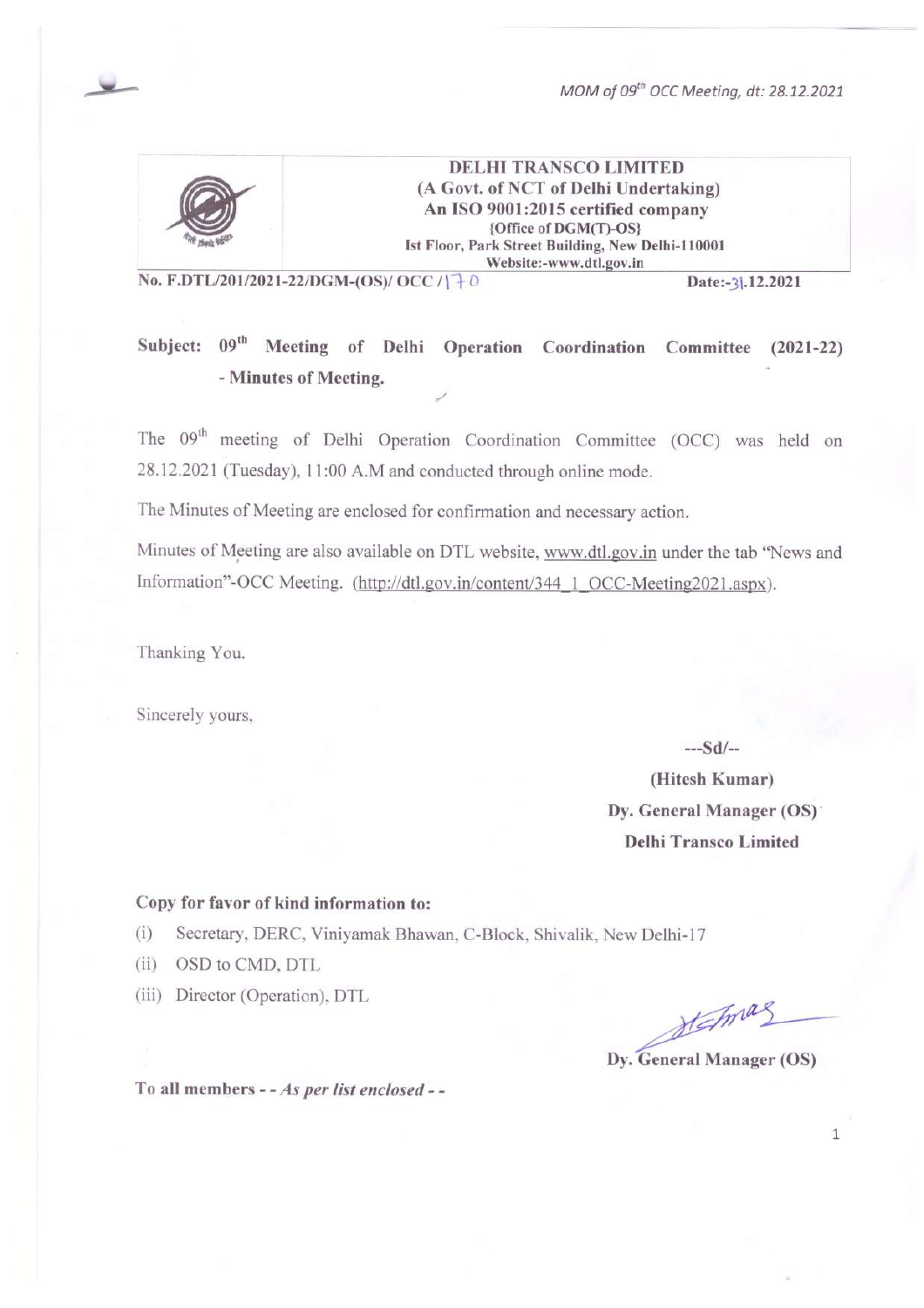**DELHI TRANSCO LIMITED**
**(A Govt. of NCT of Delhi Undertaking)**
**An ISO 9001:2015 certified company**
**{Office of DGM(T)-OS}**
**Ist Floor, Park Street Building, New Delhi-110001**
**Website:-www.dtl.gov.in**

**No. F.DTL/201/2021-22/DGM-(OS)/ OCC / 170** **Date:-31.12.2021**

**Subject: 09th Meeting of Delhi Operation Coordination Committee (2021-22) - Minutes of Meeting.**

The 09th meeting of Delhi Operation Coordination Committee (OCC) was held on 28.12.2021 (Tuesday), 11:00 A.M and conducted through online mode.

The Minutes of Meeting are enclosed for confirmation and necessary action.

Minutes of Meeting are also available on DTL website, www.dtl.gov.in under the tab "News and Information"-OCC Meeting. (http://dtl.gov.in/content/344_1_OCC-Meeting2021.aspx).

Thanking You.

Sincerely yours,

---Sd/--

**(Hitesh Kumar)**
**Dy. General Manager (OS)**
**Delhi Transco Limited**

**Copy for favor of kind information to:**

(i) Secretary, DERC, Viniyamak Bhawan, C-Block, Shivalik, New Delhi-17
(ii) OSD to CMD, DTL
(iii) Director (Operation), DTL

**Dy. General Manager (OS)**

**To all members** - - *As per list enclosed* - -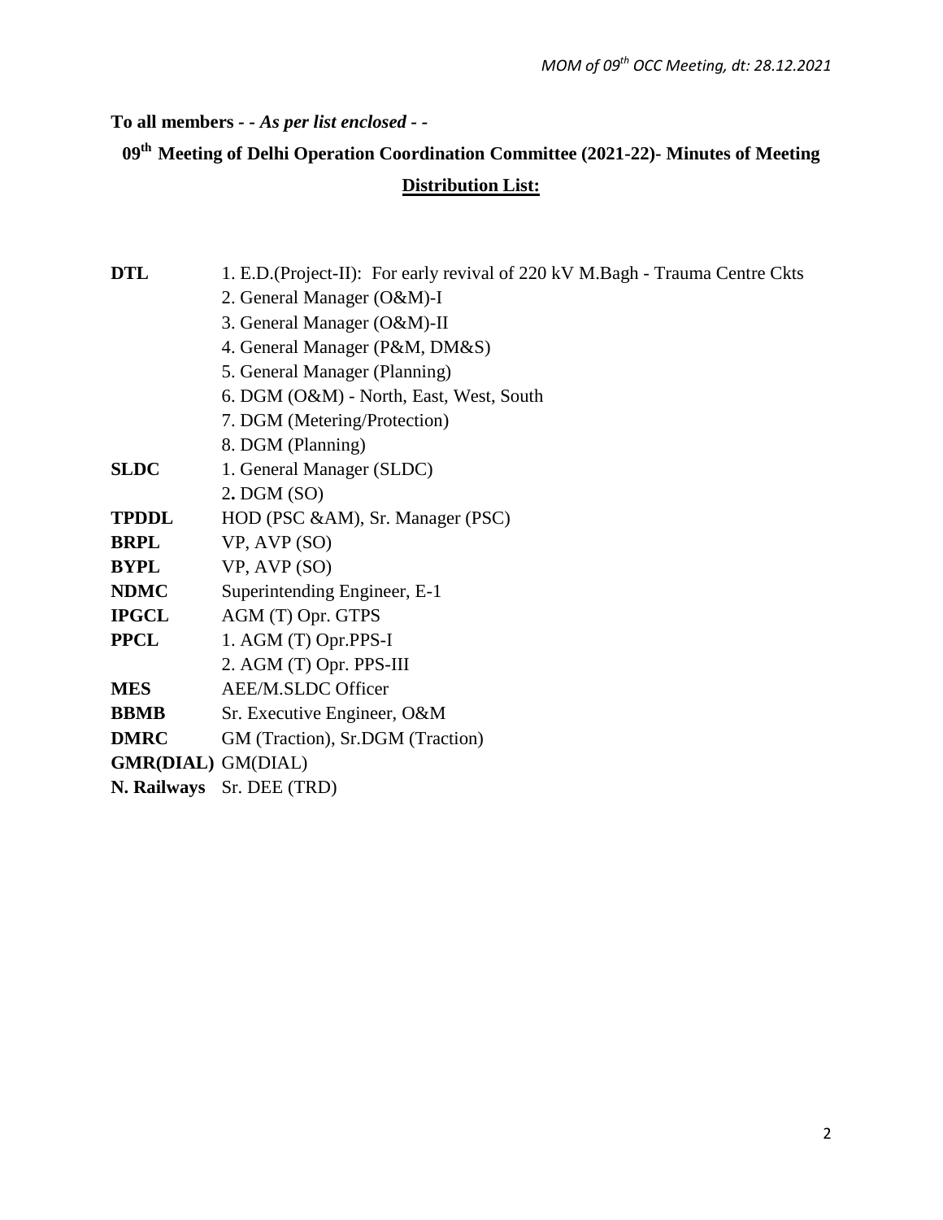**To all members** - - *As per list enclosed* - -

**09th Meeting of Delhi Operation Coordination Committee (2021-22)- Minutes of Meeting**

**Distribution List:**

| | |
|---|---|
| **DTL** | 1. E.D.(Project-II): For early revival of 220 kV M.Bagh - Trauma Centre Ckts |
| | 2. General Manager (O&M)-I |
| | 3. General Manager (O&M)-II |
| | 4. General Manager (P&M, DM&S) |
| | 5. General Manager (Planning) |
| | 6. DGM (O&M) - North, East, West, South |
| | 7. DGM (Metering/Protection) |
| | 8. DGM (Planning) |
| **SLDC** | 1. General Manager (SLDC) |
| | 2. DGM (SO) |
| **TPDDL** | HOD (PSC &AM), Sr. Manager (PSC) |
| **BRPL** | VP, AVP (SO) |
| **BYPL** | VP, AVP (SO) |
| **NDMC** | Superintending Engineer, E-1 |
| **IPGCL** | AGM (T) Opr. GTPS |
| **PPCL** | 1. AGM (T) Opr.PPS-I |
| | 2. AGM (T) Opr. PPS-III |
| **MES** | AEE/M.SLDC Officer |
| **BBMB** | Sr. Executive Engineer, O&M |
| **DMRC** | GM (Traction), Sr.DGM (Traction) |
| **GMR(DIAL)** | GM(DIAL) |
| **N. Railways** | Sr. DEE (TRD) |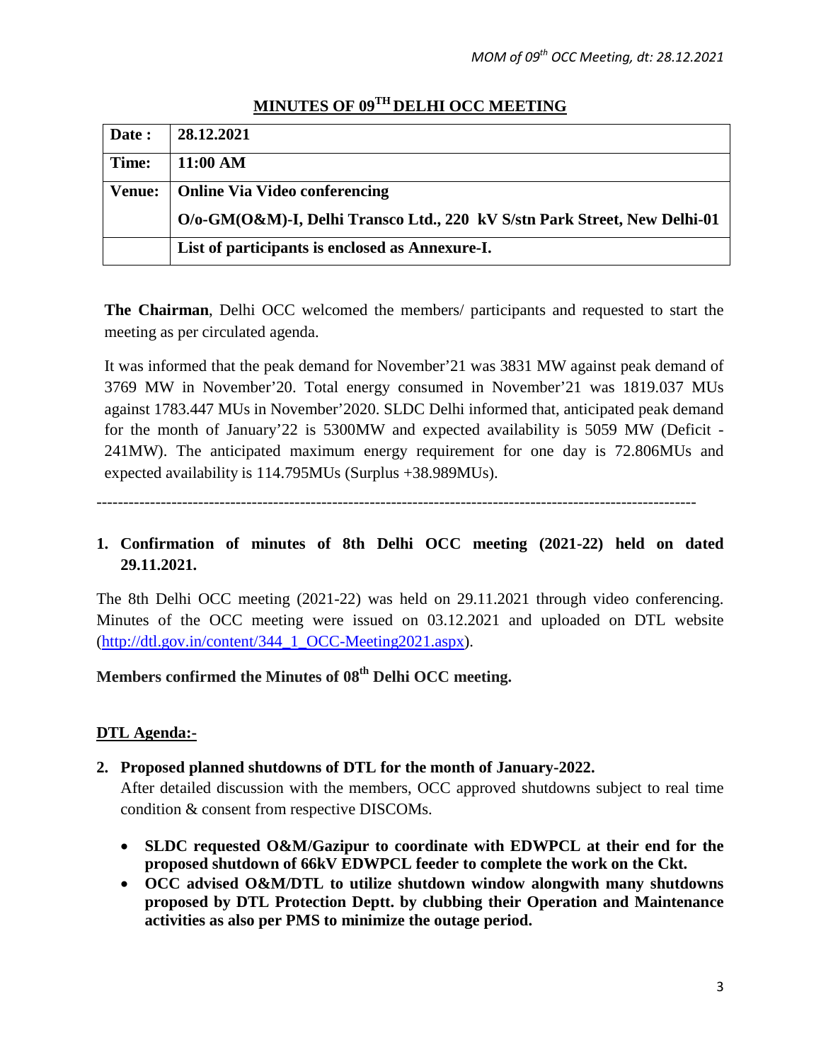# MINUTES OF 09TH DELHI OCC MEETING

| Date : | 28.12.2021 |
|---|---|
| Time: | 11:00 AM |
| Venue: | Online Via Video conferencing<br>O/o-GM(O&M)-I, Delhi Transco Ltd., 220 kV S/stn Park Street, New Delhi-01 |
| | List of participants is enclosed as Annexure-I. |

**The Chairman**, Delhi OCC welcomed the members/ participants and requested to start the meeting as per circulated agenda.

It was informed that the peak demand for November'21 was 3831 MW against peak demand of 3769 MW in November'20. Total energy consumed in November'21 was 1819.037 MUs against 1783.447 MUs in November'2020. SLDC Delhi informed that, anticipated peak demand for the month of January'22 is 5300MW and expected availability is 5059 MW (Deficit -241MW). The anticipated maximum energy requirement for one day is 72.806MUs and expected availability is 114.795MUs (Surplus +38.989MUs).

---

## 1. Confirmation of minutes of 8th Delhi OCC meeting (2021-22) held on dated 29.11.2021.

The 8th Delhi OCC meeting (2021-22) was held on 29.11.2021 through video conferencing. Minutes of the OCC meeting were issued on 03.12.2021 and uploaded on DTL website (http://dtl.gov.in/content/344_1_OCC-Meeting2021.aspx).

**Members confirmed the Minutes of 08th Delhi OCC meeting.**

**DTL Agenda:-**

## 2. Proposed planned shutdowns of DTL for the month of January-2022.

After detailed discussion with the members, OCC approved shutdowns subject to real time condition & consent from respective DISCOMs.

- **SLDC requested O&M/Gazipur to coordinate with EDWPCL at their end for the proposed shutdown of 66kV EDWPCL feeder to complete the work on the Ckt.**
- **OCC advised O&M/DTL to utilize shutdown window alongwith many shutdowns proposed by DTL Protection Deptt. by clubbing their Operation and Maintenance activities as also per PMS to minimize the outage period.**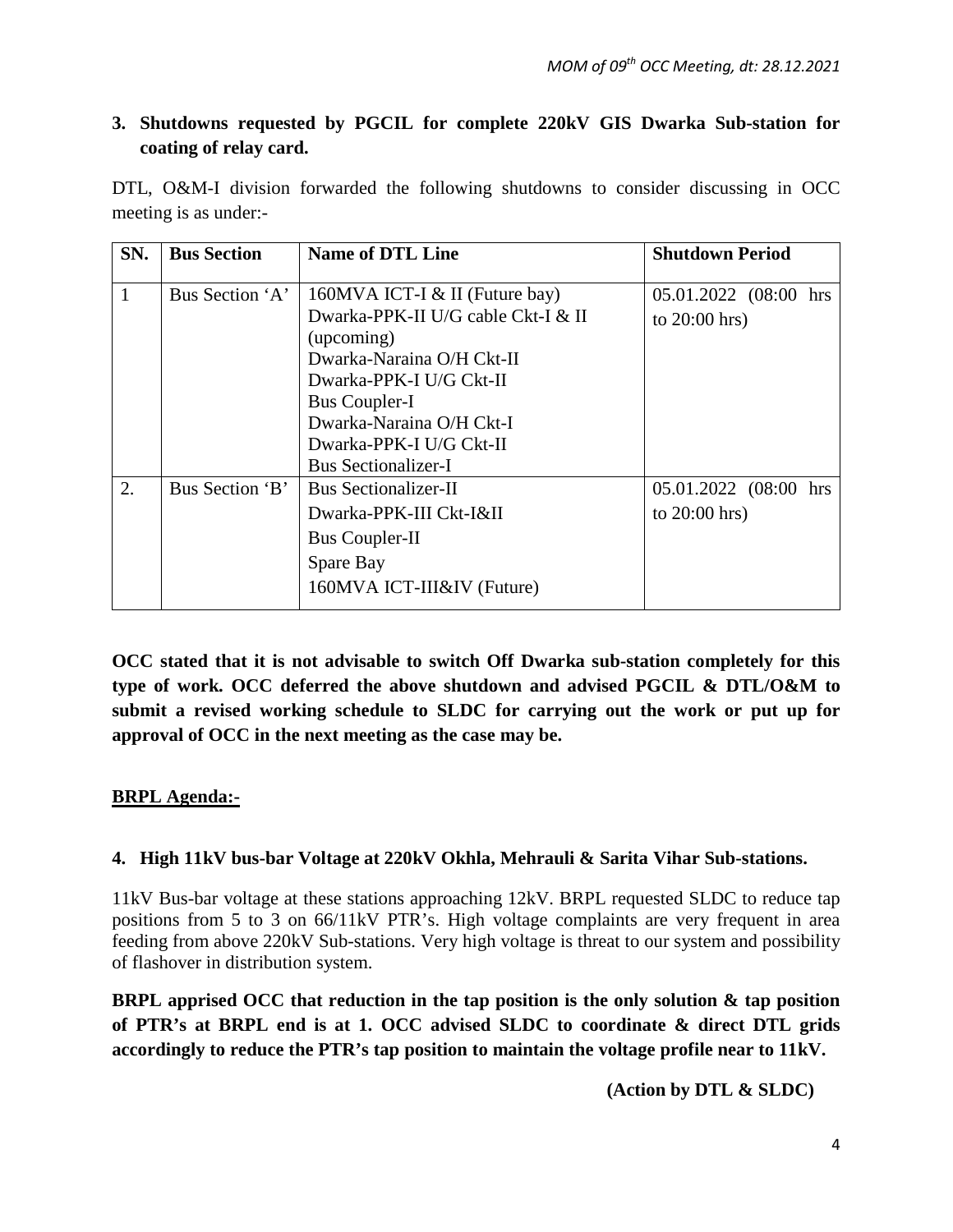**3. Shutdowns requested by PGCIL for complete 220kV GIS Dwarka Sub-station for coating of relay card.**

DTL, O&M-I division forwarded the following shutdowns to consider discussing in OCC meeting is as under:-

| SN. | Bus Section | Name of DTL Line | Shutdown Period |
|---|---|---|---|
| 1 | Bus Section 'A' | 160MVA ICT-I & II (Future bay)<br>Dwarka-PPK-II U/G cable Ckt-I & II (upcoming)<br>Dwarka-Naraina O/H Ckt-II<br>Dwarka-PPK-I U/G Ckt-II<br>Bus Coupler-I<br>Dwarka-Naraina O/H Ckt-I<br>Dwarka-PPK-I U/G Ckt-II<br>Bus Sectionalizer-I | 05.01.2022 (08:00 hrs to 20:00 hrs) |
| 2. | Bus Section 'B' | Bus Sectionalizer-II<br>Dwarka-PPK-III Ckt-I&II<br>Bus Coupler-II<br>Spare Bay<br>160MVA ICT-III&IV (Future) | 05.01.2022 (08:00 hrs to 20:00 hrs) |

**OCC stated that it is not advisable to switch Off Dwarka sub-station completely for this type of work. OCC deferred the above shutdown and advised PGCIL & DTL/O&M to submit a revised working schedule to SLDC for carrying out the work or put up for approval of OCC in the next meeting as the case may be.**

**BRPL Agenda:-**

**4. High 11kV bus-bar Voltage at 220kV Okhla, Mehrauli & Sarita Vihar Sub-stations.**

11kV Bus-bar voltage at these stations approaching 12kV. BRPL requested SLDC to reduce tap positions from 5 to 3 on 66/11kV PTR's. High voltage complaints are very frequent in area feeding from above 220kV Sub-stations. Very high voltage is threat to our system and possibility of flashover in distribution system.

**BRPL apprised OCC that reduction in the tap position is the only solution & tap position of PTR's at BRPL end is at 1. OCC advised SLDC to coordinate & direct DTL grids accordingly to reduce the PTR's tap position to maintain the voltage profile near to 11kV.**

**(Action by DTL & SLDC)**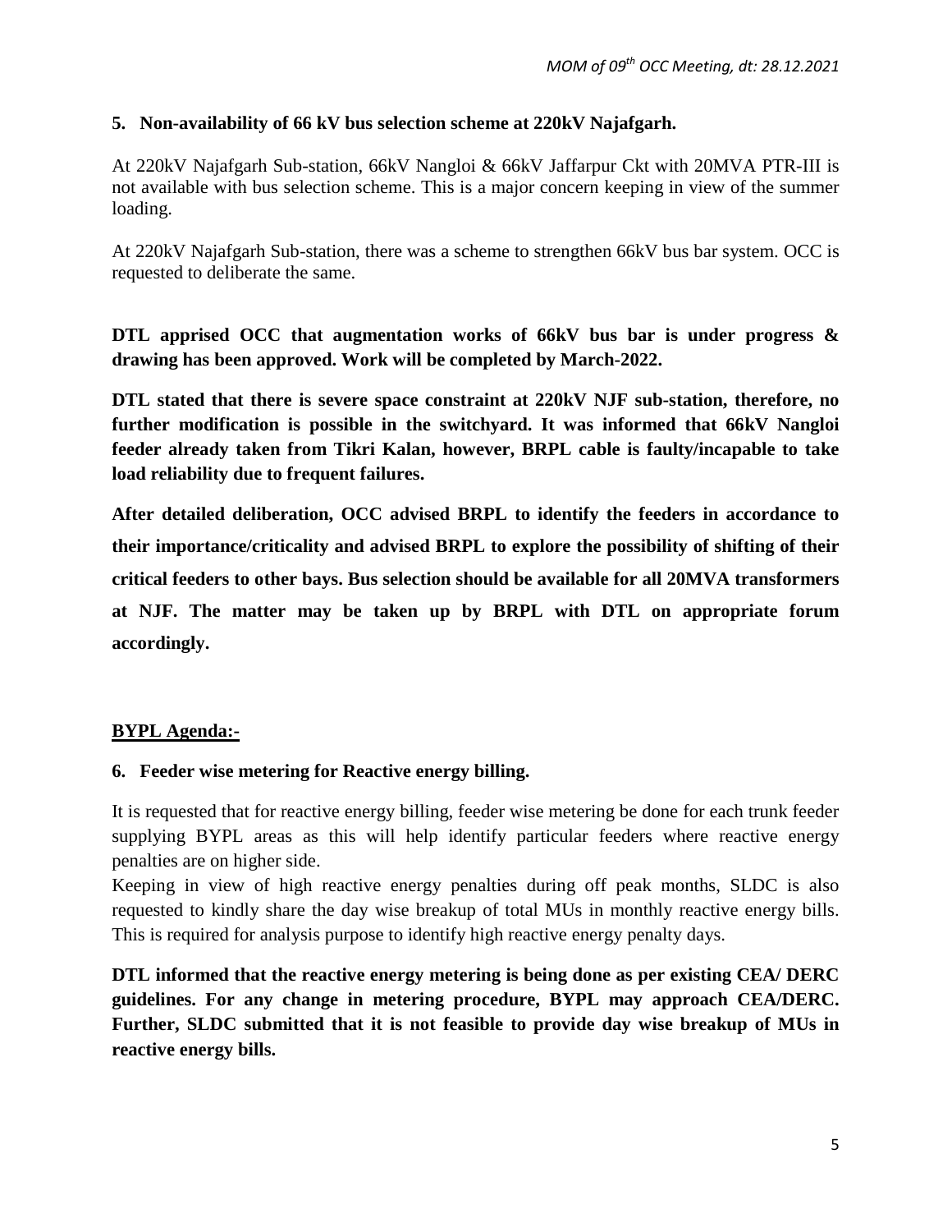### 5. Non-availability of 66 kV bus selection scheme at 220kV Najafgarh.

At 220kV Najafgarh Sub-station, 66kV Nangloi & 66kV Jaffarpur Ckt with 20MVA PTR-III is not available with bus selection scheme. This is a major concern keeping in view of the summer loading.

At 220kV Najafgarh Sub-station, there was a scheme to strengthen 66kV bus bar system. OCC is requested to deliberate the same.

**DTL apprised OCC that augmentation works of 66kV bus bar is under progress & drawing has been approved. Work will be completed by March-2022.**

**DTL stated that there is severe space constraint at 220kV NJF sub-station, therefore, no further modification is possible in the switchyard. It was informed that 66kV Nangloi feeder already taken from Tikri Kalan, however, BRPL cable is faulty/incapable to take load reliability due to frequent failures.**

**After detailed deliberation, OCC advised BRPL to identify the feeders in accordance to their importance/criticality and advised BRPL to explore the possibility of shifting of their critical feeders to other bays. Bus selection should be available for all 20MVA transformers at NJF. The matter may be taken up by BRPL with DTL on appropriate forum accordingly.**

## BYPL Agenda:-

### 6. Feeder wise metering for Reactive energy billing.

It is requested that for reactive energy billing, feeder wise metering be done for each trunk feeder supplying BYPL areas as this will help identify particular feeders where reactive energy penalties are on higher side.

Keeping in view of high reactive energy penalties during off peak months, SLDC is also requested to kindly share the day wise breakup of total MUs in monthly reactive energy bills. This is required for analysis purpose to identify high reactive energy penalty days.

**DTL informed that the reactive energy metering is being done as per existing CEA/ DERC guidelines. For any change in metering procedure, BYPL may approach CEA/DERC. Further, SLDC submitted that it is not feasible to provide day wise breakup of MUs in reactive energy bills.**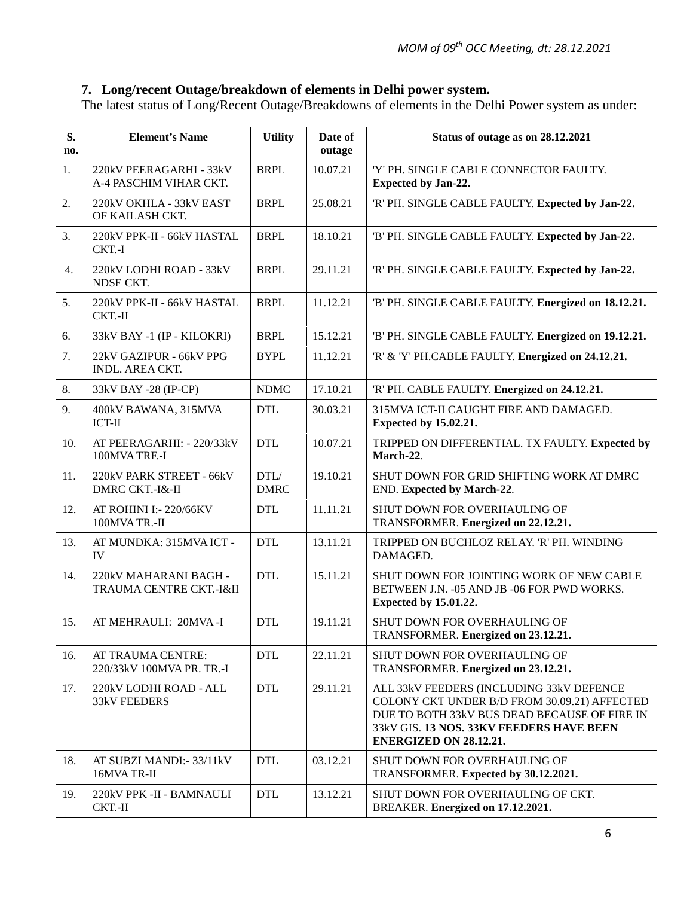## 7. Long/recent Outage/breakdown of elements in Delhi power system.

The latest status of Long/Recent Outage/Breakdowns of elements in the Delhi Power system as under:

| S. no. | Element's Name | Utility | Date of outage | Status of outage as on 28.12.2021 |
|---|---|---|---|---|
| 1. | 220kV PEERAGARHI - 33kV A-4 PASCHIM VIHAR CKT. | BRPL | 10.07.21 | 'Y' PH. SINGLE CABLE CONNECTOR FAULTY. **Expected by Jan-22.** |
| 2. | 220kV OKHLA - 33kV EAST OF KAILASH CKT. | BRPL | 25.08.21 | 'R' PH. SINGLE CABLE FAULTY. **Expected by Jan-22.** |
| 3. | 220kV PPK-II - 66kV HASTAL CKT.-I | BRPL | 18.10.21 | 'B' PH. SINGLE CABLE FAULTY. **Expected by Jan-22.** |
| 4. | 220kV LODHI ROAD - 33kV NDSE CKT. | BRPL | 29.11.21 | 'R' PH. SINGLE CABLE FAULTY. **Expected by Jan-22.** |
| 5. | 220kV PPK-II - 66kV HASTAL CKT.-II | BRPL | 11.12.21 | 'B' PH. SINGLE CABLE FAULTY. **Energized on 18.12.21.** |
| 6. | 33kV BAY -1 (IP - KILOKRI) | BRPL | 15.12.21 | 'B' PH. SINGLE CABLE FAULTY. **Energized on 19.12.21.** |
| 7. | 22kV GAZIPUR - 66kV PPG INDL. AREA CKT. | BYPL | 11.12.21 | 'R' & 'Y' PH.CABLE FAULTY. **Energized on 24.12.21.** |
| 8. | 33kV BAY -28 (IP-CP) | NDMC | 17.10.21 | 'R' PH. CABLE FAULTY. **Energized on 24.12.21.** |
| 9. | 400kV BAWANA, 315MVA ICT-II | DTL | 30.03.21 | 315MVA ICT-II CAUGHT FIRE AND DAMAGED. **Expected by 15.02.21.** |
| 10. | AT PEERAGARHI: - 220/33kV 100MVA TRF.-I | DTL | 10.07.21 | TRIPPED ON DIFFERENTIAL. TX FAULTY. **Expected by March-22**. |
| 11. | 220kV PARK STREET - 66kV DMRC CKT.-I&-II | DTL/ DMRC | 19.10.21 | SHUT DOWN FOR GRID SHIFTING WORK AT DMRC END. **Expected by March-22**. |
| 12. | AT ROHINI I:- 220/66KV 100MVA TR.-II | DTL | 11.11.21 | SHUT DOWN FOR OVERHAULING OF TRANSFORMER. **Energized on 22.12.21.** |
| 13. | AT MUNDKA: 315MVA ICT - IV | DTL | 13.11.21 | TRIPPED ON BUCHLOZ RELAY. 'R' PH. WINDING DAMAGED. |
| 14. | 220kV MAHARANI BAGH - TRAUMA CENTRE CKT.-I&II | DTL | 15.11.21 | SHUT DOWN FOR JOINTING WORK OF NEW CABLE BETWEEN J.N. -05 AND JB -06 FOR PWD WORKS. **Expected by 15.01.22.** |
| 15. | AT MEHRAULI: 20MVA -I | DTL | 19.11.21 | SHUT DOWN FOR OVERHAULING OF TRANSFORMER. **Energized on 23.12.21.** |
| 16. | AT TRAUMA CENTRE: 220/33kV 100MVA PR. TR.-I | DTL | 22.11.21 | SHUT DOWN FOR OVERHAULING OF TRANSFORMER. **Energized on 23.12.21.** |
| 17. | 220kV LODHI ROAD - ALL 33kV FEEDERS | DTL | 29.11.21 | ALL 33kV FEEDERS (INCLUDING 33kV DEFENCE COLONY CKT UNDER B/D FROM 30.09.21) AFFECTED DUE TO BOTH 33kV BUS DEAD BECAUSE OF FIRE IN 33kV GIS. **13 NOS. 33KV FEEDERS HAVE BEEN ENERGIZED ON 28.12.21.** |
| 18. | AT SUBZI MANDI:- 33/11kV 16MVA TR-II | DTL | 03.12.21 | SHUT DOWN FOR OVERHAULING OF TRANSFORMER. **Expected by 30.12.2021.** |
| 19. | 220kV PPK -II - BAMNAULI CKT.-II | DTL | 13.12.21 | SHUT DOWN FOR OVERHAULING OF CKT. BREAKER. **Energized on 17.12.2021.** |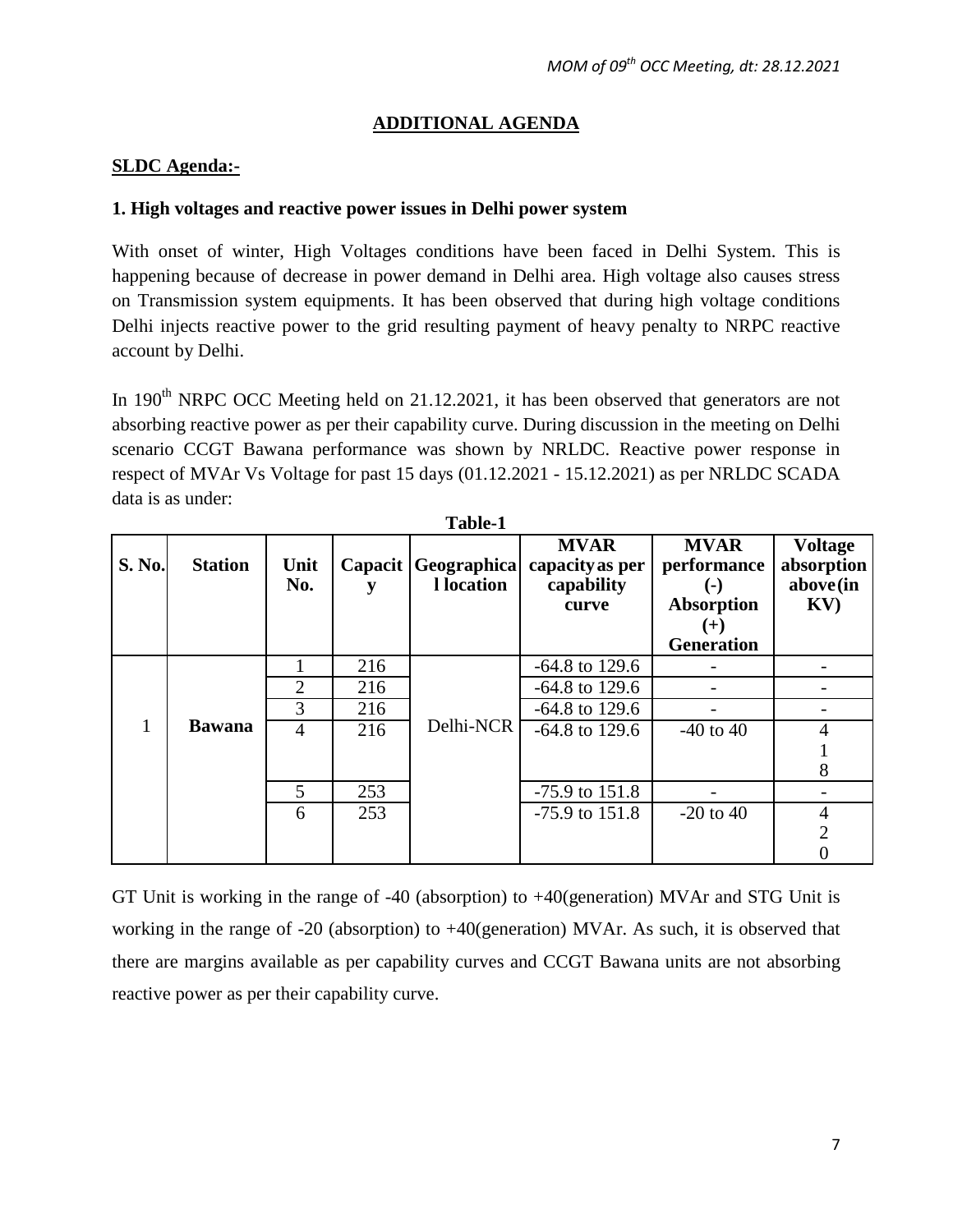## ADDITIONAL AGENDA

### SLDC Agenda:-

**1. High voltages and reactive power issues in Delhi power system**

With onset of winter, High Voltages conditions have been faced in Delhi System. This is happening because of decrease in power demand in Delhi area. High voltage also causes stress on Transmission system equipments. It has been observed that during high voltage conditions Delhi injects reactive power to the grid resulting payment of heavy penalty to NRPC reactive account by Delhi.

In 190th NRPC OCC Meeting held on 21.12.2021, it has been observed that generators are not absorbing reactive power as per their capability curve. During discussion in the meeting on Delhi scenario CCGT Bawana performance was shown by NRLDC. Reactive power response in respect of MVAr Vs Voltage for past 15 days (01.12.2021 - 15.12.2021) as per NRLDC SCADA data is as under:

**Table-1**

| S. No. | Station | Unit No. | Capacity | Geographical location | MVAR capacity as per capability curve | MVAR performance (-) Absorption (+) Generation | Voltage absorption above (in KV) |
|---|---|---|---|---|---|---|---|
| 1 | Bawana | 1 | 216 | Delhi-NCR | -64.8 to 129.6 | - | - |
| | | 2 | 216 | | -64.8 to 129.6 | - | - |
| | | 3 | 216 | | -64.8 to 129.6 | - | - |
| | | 4 | 216 | | -64.8 to 129.6 | -40 to 40 | 418 |
| | | 5 | 253 | | -75.9 to 151.8 | - | - |
| | | 6 | 253 | | -75.9 to 151.8 | -20 to 40 | 420 |

GT Unit is working in the range of -40 (absorption) to +40(generation) MVAr and STG Unit is working in the range of -20 (absorption) to +40(generation) MVAr. As such, it is observed that there are margins available as per capability curves and CCGT Bawana units are not absorbing reactive power as per their capability curve.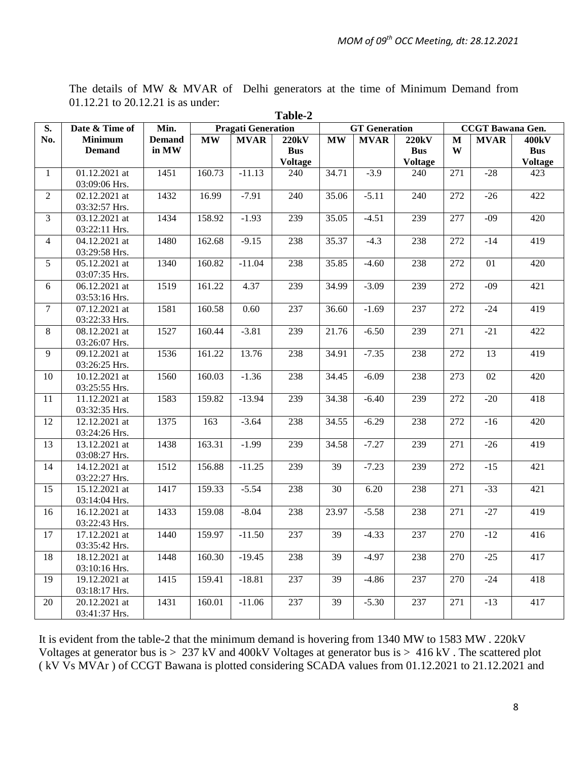The details of MW & MVAR of Delhi generators at the time of Minimum Demand from 01.12.21 to 20.12.21 is as under:

**Table-2**

| S. No. | Date & Time of Minimum Demand | Min. Demand in MW | Pragati Generation | | | GT Generation | | | CCGT Bawana Gen. | | |
|---|---|---|---|---|---|---|---|---|---|---|---|
| | | | MW | MVAR | 220kV Bus Voltage | MW | MVAR | 220kV Bus Voltage | MW | MVAR | 400kV Bus Voltage |
| 1 | 01.12.2021 at 03:09:06 Hrs. | 1451 | 160.73 | -11.13 | 240 | 34.71 | -3.9 | 240 | 271 | -28 | 423 |
| 2 | 02.12.2021 at 03:32:57 Hrs. | 1432 | 16.99 | -7.91 | 240 | 35.06 | -5.11 | 240 | 272 | -26 | 422 |
| 3 | 03.12.2021 at 03:22:11 Hrs. | 1434 | 158.92 | -1.93 | 239 | 35.05 | -4.51 | 239 | 277 | -09 | 420 |
| 4 | 04.12.2021 at 03:29:58 Hrs. | 1480 | 162.68 | -9.15 | 238 | 35.37 | -4.3 | 238 | 272 | -14 | 419 |
| 5 | 05.12.2021 at 03:07:35 Hrs. | 1340 | 160.82 | -11.04 | 238 | 35.85 | -4.60 | 238 | 272 | 01 | 420 |
| 6 | 06.12.2021 at 03:53:16 Hrs. | 1519 | 161.22 | 4.37 | 239 | 34.99 | -3.09 | 239 | 272 | -09 | 421 |
| 7 | 07.12.2021 at 03:22:33 Hrs. | 1581 | 160.58 | 0.60 | 237 | 36.60 | -1.69 | 237 | 272 | -24 | 419 |
| 8 | 08.12.2021 at 03:26:07 Hrs. | 1527 | 160.44 | -3.81 | 239 | 21.76 | -6.50 | 239 | 271 | -21 | 422 |
| 9 | 09.12.2021 at 03:26:25 Hrs. | 1536 | 161.22 | 13.76 | 238 | 34.91 | -7.35 | 238 | 272 | 13 | 419 |
| 10 | 10.12.2021 at 03:25:55 Hrs. | 1560 | 160.03 | -1.36 | 238 | 34.45 | -6.09 | 238 | 273 | 02 | 420 |
| 11 | 11.12.2021 at 03:32:35 Hrs. | 1583 | 159.82 | -13.94 | 239 | 34.38 | -6.40 | 239 | 272 | -20 | 418 |
| 12 | 12.12.2021 at 03:24:26 Hrs. | 1375 | 163 | -3.64 | 238 | 34.55 | -6.29 | 238 | 272 | -16 | 420 |
| 13 | 13.12.2021 at 03:08:27 Hrs. | 1438 | 163.31 | -1.99 | 239 | 34.58 | -7.27 | 239 | 271 | -26 | 419 |
| 14 | 14.12.2021 at 03:22:27 Hrs. | 1512 | 156.88 | -11.25 | 239 | 39 | -7.23 | 239 | 272 | -15 | 421 |
| 15 | 15.12.2021 at 03:14:04 Hrs. | 1417 | 159.33 | -5.54 | 238 | 30 | 6.20 | 238 | 271 | -33 | 421 |
| 16 | 16.12.2021 at 03:22:43 Hrs. | 1433 | 159.08 | -8.04 | 238 | 23.97 | -5.58 | 238 | 271 | -27 | 419 |
| 17 | 17.12.2021 at 03:35:42 Hrs. | 1440 | 159.97 | -11.50 | 237 | 39 | -4.33 | 237 | 270 | -12 | 416 |
| 18 | 18.12.2021 at 03:10:16 Hrs. | 1448 | 160.30 | -19.45 | 238 | 39 | -4.97 | 238 | 270 | -25 | 417 |
| 19 | 19.12.2021 at 03:18:17 Hrs. | 1415 | 159.41 | -18.81 | 237 | 39 | -4.86 | 237 | 270 | -24 | 418 |
| 20 | 20.12.2021 at 03:41:37 Hrs. | 1431 | 160.01 | -11.06 | 237 | 39 | -5.30 | 237 | 271 | -13 | 417 |

It is evident from the table-2 that the minimum demand is hovering from 1340 MW to 1583 MW . 220kV Voltages at generator bus is > 237 kV and 400kV Voltages at generator bus is > 416 kV . The scattered plot ( kV Vs MVAr ) of CCGT Bawana is plotted considering SCADA values from 01.12.2021 to 21.12.2021 and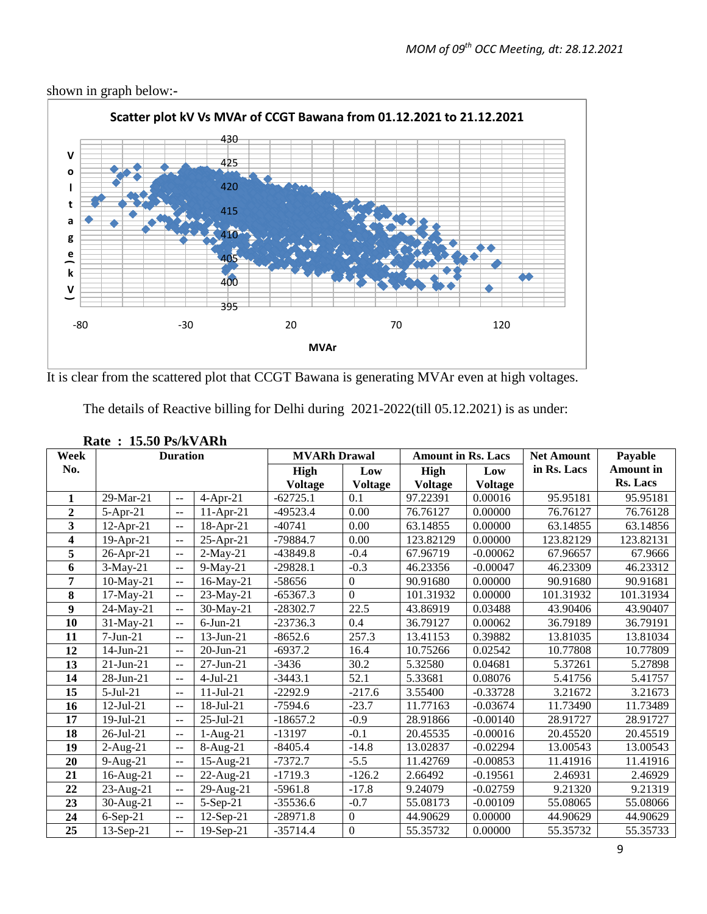shown in graph below:-

It is clear from the scattered plot that CCGT Bawana is generating MVAr even at high voltages.

The details of Reactive billing for Delhi during 2021-2022(till 05.12.2021) is as under:

**Rate : 15.50 Ps/kVARh**

| Week No. | Duration | | | MVARh Drawal | | Amount in Rs. Lacs | | Net Amount in Rs. Lacs | Payable Amount in Rs. Lacs |
|---|---|---|---|---|---|---|---|---|---|
| | | | | High Voltage | Low Voltage | High Voltage | Low Voltage | | |
| 1 | 29-Mar-21 | -- | 4-Apr-21 | -62725.1 | 0.1 | 97.22391 | 0.00016 | 95.95181 | 95.95181 |
| 2 | 5-Apr-21 | -- | 11-Apr-21 | -49523.4 | 0.00 | 76.76127 | 0.00000 | 76.76127 | 76.76128 |
| 3 | 12-Apr-21 | -- | 18-Apr-21 | -40741 | 0.00 | 63.14855 | 0.00000 | 63.14855 | 63.14856 |
| 4 | 19-Apr-21 | -- | 25-Apr-21 | -79884.7 | 0.00 | 123.82129 | 0.00000 | 123.82129 | 123.82131 |
| 5 | 26-Apr-21 | -- | 2-May-21 | -43849.8 | -0.4 | 67.96719 | -0.00062 | 67.96657 | 67.9666 |
| 6 | 3-May-21 | -- | 9-May-21 | -29828.1 | -0.3 | 46.23356 | -0.00047 | 46.23309 | 46.23312 |
| 7 | 10-May-21 | -- | 16-May-21 | -58656 | 0 | 90.91680 | 0.00000 | 90.91680 | 90.91681 |
| 8 | 17-May-21 | -- | 23-May-21 | -65367.3 | 0 | 101.31932 | 0.00000 | 101.31932 | 101.31934 |
| 9 | 24-May-21 | -- | 30-May-21 | -28302.7 | 22.5 | 43.86919 | 0.03488 | 43.90406 | 43.90407 |
| 10 | 31-May-21 | -- | 6-Jun-21 | -23736.3 | 0.4 | 36.79127 | 0.00062 | 36.79189 | 36.79191 |
| 11 | 7-Jun-21 | -- | 13-Jun-21 | -8652.6 | 257.3 | 13.41153 | 0.39882 | 13.81035 | 13.81034 |
| 12 | 14-Jun-21 | -- | 20-Jun-21 | -6937.2 | 16.4 | 10.75266 | 0.02542 | 10.77808 | 10.77809 |
| 13 | 21-Jun-21 | -- | 27-Jun-21 | -3436 | 30.2 | 5.32580 | 0.04681 | 5.37261 | 5.27898 |
| 14 | 28-Jun-21 | -- | 4-Jul-21 | -3443.1 | 52.1 | 5.33681 | 0.08076 | 5.41756 | 5.41757 |
| 15 | 5-Jul-21 | -- | 11-Jul-21 | -2292.9 | -217.6 | 3.55400 | -0.33728 | 3.21672 | 3.21673 |
| 16 | 12-Jul-21 | -- | 18-Jul-21 | -7594.6 | -23.7 | 11.77163 | -0.03674 | 11.73490 | 11.73489 |
| 17 | 19-Jul-21 | -- | 25-Jul-21 | -18657.2 | -0.9 | 28.91866 | -0.00140 | 28.91727 | 28.91727 |
| 18 | 26-Jul-21 | -- | 1-Aug-21 | -13197 | -0.1 | 20.45535 | -0.00016 | 20.45520 | 20.45519 |
| 19 | 2-Aug-21 | -- | 8-Aug-21 | -8405.4 | -14.8 | 13.02837 | -0.02294 | 13.00543 | 13.00543 |
| 20 | 9-Aug-21 | -- | 15-Aug-21 | -7372.7 | -5.5 | 11.42769 | -0.00853 | 11.41916 | 11.41916 |
| 21 | 16-Aug-21 | -- | 22-Aug-21 | -1719.3 | -126.2 | 2.66492 | -0.19561 | 2.46931 | 2.46929 |
| 22 | 23-Aug-21 | -- | 29-Aug-21 | -5961.8 | -17.8 | 9.24079 | -0.02759 | 9.21320 | 9.21319 |
| 23 | 30-Aug-21 | -- | 5-Sep-21 | -35536.6 | -0.7 | 55.08173 | -0.00109 | 55.08065 | 55.08066 |
| 24 | 6-Sep-21 | -- | 12-Sep-21 | -28971.8 | 0 | 44.90629 | 0.00000 | 44.90629 | 44.90629 |
| 25 | 13-Sep-21 | -- | 19-Sep-21 | -35714.4 | 0 | 55.35732 | 0.00000 | 55.35732 | 55.35733 |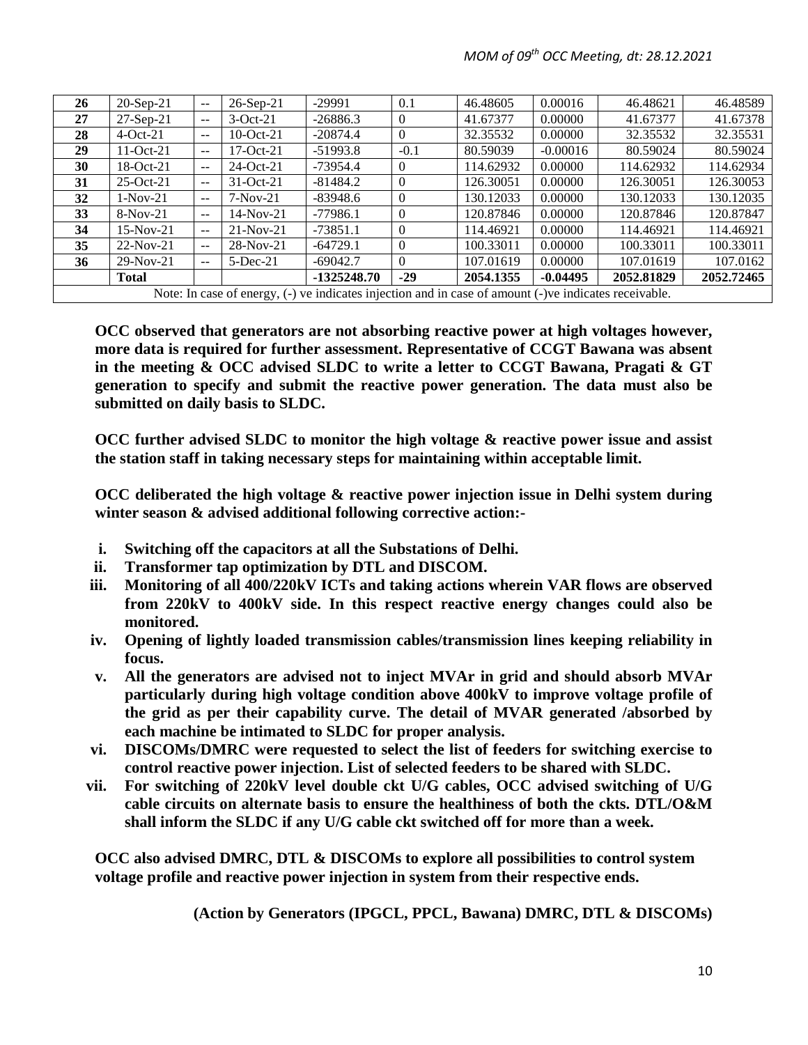| 26 | 20-Sep-21 | -- | 26-Sep-21 | -29991 | 0.1 | 46.48605 | 0.00016 | 46.48621 | 46.48589 |
|---|---|---|---|---|---|---|---|---|---|
| 27 | 27-Sep-21 | -- | 3-Oct-21 | -26886.3 | 0 | 41.67377 | 0.00000 | 41.67377 | 41.67378 |
| 28 | 4-Oct-21 | -- | 10-Oct-21 | -20874.4 | 0 | 32.35532 | 0.00000 | 32.35532 | 32.35531 |
| 29 | 11-Oct-21 | -- | 17-Oct-21 | -51993.8 | -0.1 | 80.59039 | -0.00016 | 80.59024 | 80.59024 |
| 30 | 18-Oct-21 | -- | 24-Oct-21 | -73954.4 | 0 | 114.62932 | 0.00000 | 114.62932 | 114.62934 |
| 31 | 25-Oct-21 | -- | 31-Oct-21 | -81484.2 | 0 | 126.30051 | 0.00000 | 126.30051 | 126.30053 |
| 32 | 1-Nov-21 | -- | 7-Nov-21 | -83948.6 | 0 | 130.12033 | 0.00000 | 130.12033 | 130.12035 |
| 33 | 8-Nov-21 | -- | 14-Nov-21 | -77986.1 | 0 | 120.87846 | 0.00000 | 120.87846 | 120.87847 |
| 34 | 15-Nov-21 | -- | 21-Nov-21 | -73851.1 | 0 | 114.46921 | 0.00000 | 114.46921 | 114.46921 |
| 35 | 22-Nov-21 | -- | 28-Nov-21 | -64729.1 | 0 | 100.33011 | 0.00000 | 100.33011 | 100.33011 |
| 36 | 29-Nov-21 | -- | 5-Dec-21 | -69042.7 | 0 | 107.01619 | 0.00000 | 107.01619 | 107.0162 |
| | **Total** | | | **-1325248.70** | **-29** | **2054.1355** | **-0.04495** | **2052.81829** | **2052.72465** |

Note: In case of energy, (-) ve indicates injection and in case of amount (-)ve indicates receivable.

**OCC observed that generators are not absorbing reactive power at high voltages however, more data is required for further assessment. Representative of CCGT Bawana was absent in the meeting & OCC advised SLDC to write a letter to CCGT Bawana, Pragati & GT generation to specify and submit the reactive power generation. The data must also be submitted on daily basis to SLDC.**

**OCC further advised SLDC to monitor the high voltage & reactive power issue and assist the station staff in taking necessary steps for maintaining within acceptable limit.**

**OCC deliberated the high voltage & reactive power injection issue in Delhi system during winter season & advised additional following corrective action:-**

- **i. Switching off the capacitors at all the Substations of Delhi.**
- **ii. Transformer tap optimization by DTL and DISCOM.**
- **iii. Monitoring of all 400/220kV ICTs and taking actions wherein VAR flows are observed from 220kV to 400kV side. In this respect reactive energy changes could also be monitored.**
- **iv. Opening of lightly loaded transmission cables/transmission lines keeping reliability in focus.**
- **v. All the generators are advised not to inject MVAr in grid and should absorb MVAr particularly during high voltage condition above 400kV to improve voltage profile of the grid as per their capability curve. The detail of MVAR generated /absorbed by each machine be intimated to SLDC for proper analysis.**
- **vi. DISCOMs/DMRC were requested to select the list of feeders for switching exercise to control reactive power injection. List of selected feeders to be shared with SLDC.**
- **vii. For switching of 220kV level double ckt U/G cables, OCC advised switching of U/G cable circuits on alternate basis to ensure the healthiness of both the ckts. DTL/O&M shall inform the SLDC if any U/G cable ckt switched off for more than a week.**

**OCC also advised DMRC, DTL & DISCOMs to explore all possibilities to control system voltage profile and reactive power injection in system from their respective ends.**

**(Action by Generators (IPGCL, PPCL, Bawana) DMRC, DTL & DISCOMs)**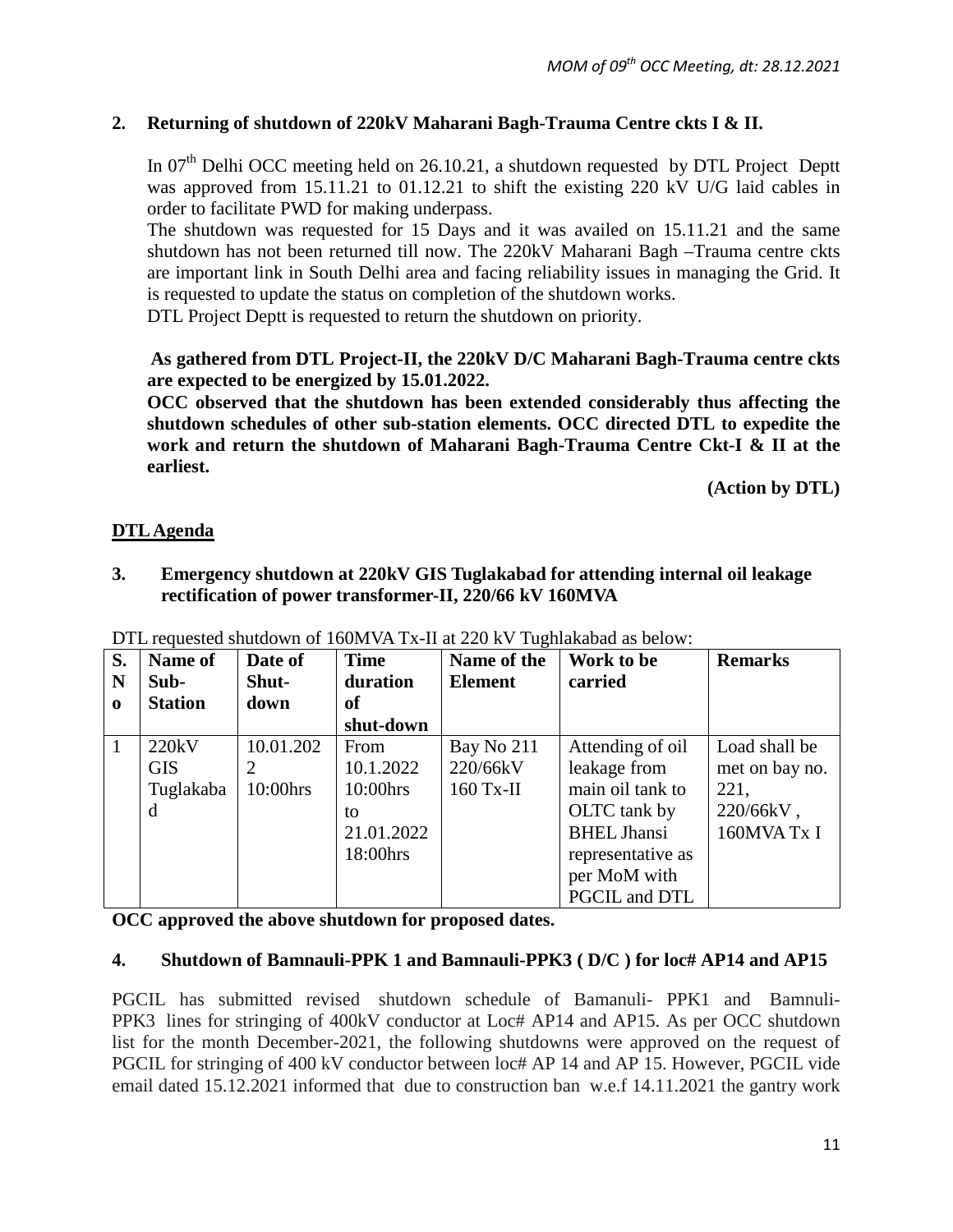**2. Returning of shutdown of 220kV Maharani Bagh-Trauma Centre ckts I & II.**

In 07th Delhi OCC meeting held on 26.10.21, a shutdown requested by DTL Project Deptt was approved from 15.11.21 to 01.12.21 to shift the existing 220 kV U/G laid cables in order to facilitate PWD for making underpass.

The shutdown was requested for 15 Days and it was availed on 15.11.21 and the same shutdown has not been returned till now. The 220kV Maharani Bagh –Trauma centre ckts are important link in South Delhi area and facing reliability issues in managing the Grid. It is requested to update the status on completion of the shutdown works.

DTL Project Deptt is requested to return the shutdown on priority.

**As gathered from DTL Project-II, the 220kV D/C Maharani Bagh-Trauma centre ckts are expected to be energized by 15.01.2022.**

**OCC observed that the shutdown has been extended considerably thus affecting the shutdown schedules of other sub-station elements. OCC directed DTL to expedite the work and return the shutdown of Maharani Bagh-Trauma Centre Ckt-I & II at the earliest.**

**(Action by DTL)**

## DTL Agenda

**3. Emergency shutdown at 220kV GIS Tuglakabad for attending internal oil leakage rectification of power transformer-II, 220/66 kV 160MVA**

DTL requested shutdown of 160MVA Tx-II at 220 kV Tughlakabad as below:

| S. No | Name of Sub-Station | Date of Shut-down | Time duration of shut-down | Name of the Element | Work to be carried | Remarks |
|---|---|---|---|---|---|---|
| 1 | 220kV GIS Tuglakabad | 10.01.2022 10:00hrs | From 10.1.2022 10:00hrs to 21.01.2022 18:00hrs | Bay No 211 220/66kV 160 Tx-II | Attending of oil leakage from main oil tank to OLTC tank by BHEL Jhansi representative as per MoM with PGCIL and DTL | Load shall be met on bay no. 221, 220/66kV , 160MVA Tx I |

**OCC approved the above shutdown for proposed dates.**

**4. Shutdown of Bamnauli-PPK 1 and Bamnauli-PPK3 ( D/C ) for loc# AP14 and AP15**

PGCIL has submitted revised shutdown schedule of Bamanuli- PPK1 and Bamnuli-PPK3 lines for stringing of 400kV conductor at Loc# AP14 and AP15. As per OCC shutdown list for the month December-2021, the following shutdowns were approved on the request of PGCIL for stringing of 400 kV conductor between loc# AP 14 and AP 15. However, PGCIL vide email dated 15.12.2021 informed that due to construction ban w.e.f 14.11.2021 the gantry work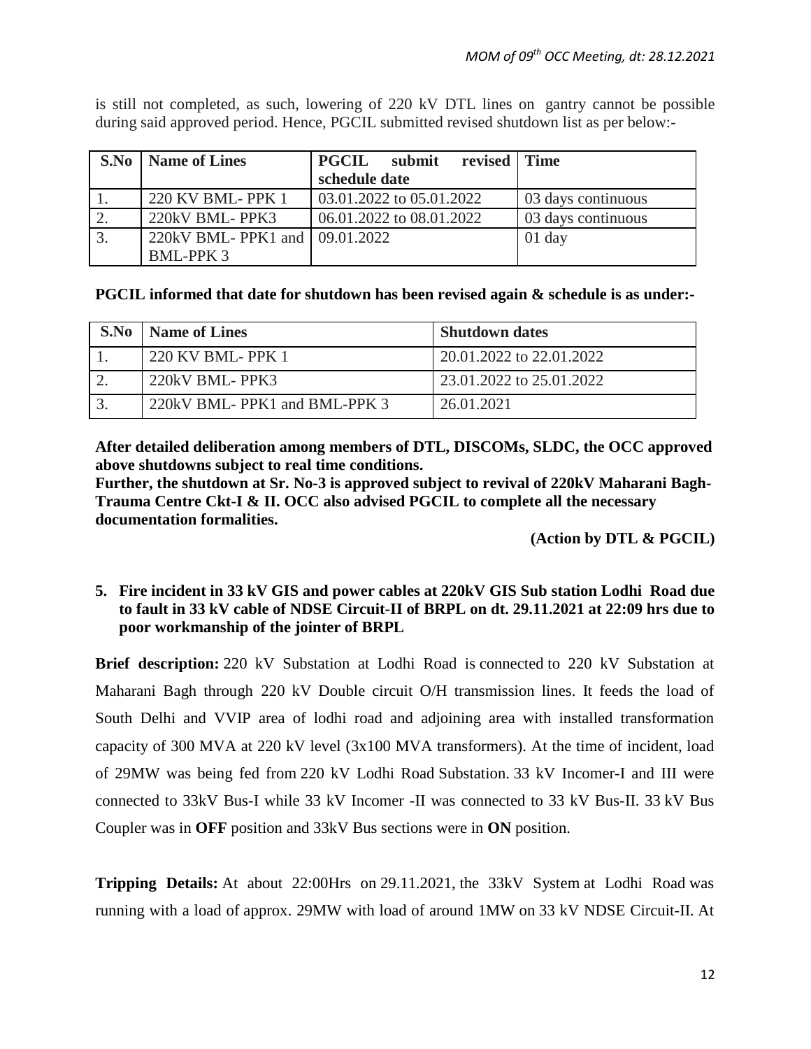is still not completed, as such, lowering of 220 kV DTL lines on gantry cannot be possible during said approved period. Hence, PGCIL submitted revised shutdown list as per below:-

| S.No | Name of Lines | PGCIL submit revised schedule date | Time |
|---|---|---|---|
| 1. | 220 KV BML- PPK 1 | 03.01.2022 to 05.01.2022 | 03 days continuous |
| 2. | 220kV BML- PPK3 | 06.01.2022 to 08.01.2022 | 03 days continuous |
| 3. | 220kV BML- PPK1 and BML-PPK 3 | 09.01.2022 | 01 day |

**PGCIL informed that date for shutdown has been revised again & schedule is as under:-**

| S.No | Name of Lines | Shutdown dates |
|---|---|---|
| 1. | 220 KV BML- PPK 1 | 20.01.2022 to 22.01.2022 |
| 2. | 220kV BML- PPK3 | 23.01.2022 to 25.01.2022 |
| 3. | 220kV BML- PPK1 and BML-PPK 3 | 26.01.2021 |

**After detailed deliberation among members of DTL, DISCOMs, SLDC, the OCC approved above shutdowns subject to real time conditions.**
**Further, the shutdown at Sr. No-3 is approved subject to revival of 220kV Maharani Bagh-Trauma Centre Ckt-I & II. OCC also advised PGCIL to complete all the necessary documentation formalities.**

**(Action by DTL & PGCIL)**

**5. Fire incident in 33 kV GIS and power cables at 220kV GIS Sub station Lodhi Road due to fault in 33 kV cable of NDSE Circuit-II of BRPL on dt. 29.11.2021 at 22:09 hrs due to poor workmanship of the jointer of BRPL**

**Brief description:** 220 kV Substation at Lodhi Road is connected to 220 kV Substation at Maharani Bagh through 220 kV Double circuit O/H transmission lines. It feeds the load of South Delhi and VVIP area of lodhi road and adjoining area with installed transformation capacity of 300 MVA at 220 kV level (3x100 MVA transformers). At the time of incident, load of 29MW was being fed from 220 kV Lodhi Road Substation. 33 kV Incomer-I and III were connected to 33kV Bus-I while 33 kV Incomer -II was connected to 33 kV Bus-II. 33 kV Bus Coupler was in **OFF** position and 33kV Bus sections were in **ON** position.

**Tripping Details:** At about 22:00Hrs on 29.11.2021, the 33kV System at Lodhi Road was running with a load of approx. 29MW with load of around 1MW on 33 kV NDSE Circuit-II. At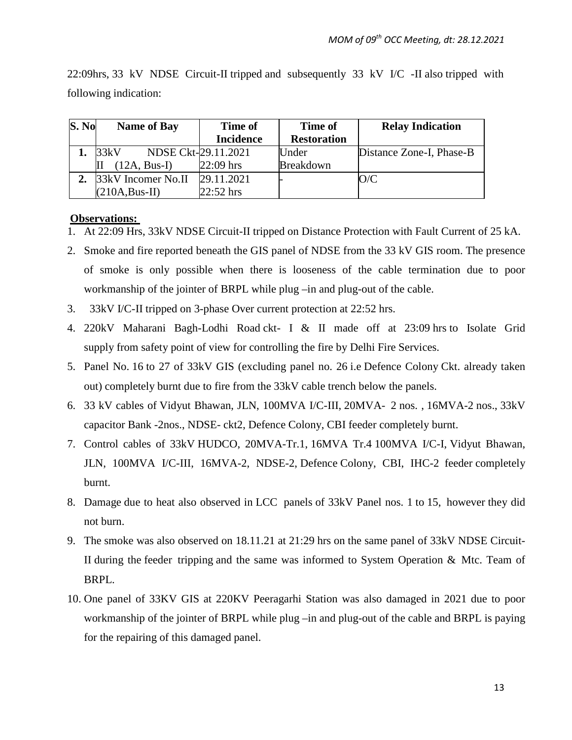22:09hrs, 33 kV NDSE Circuit-II tripped and subsequently 33 kV I/C -II also tripped with following indication:

| S. No | Name of Bay | Time of Incidence | Time of Restoration | Relay Indication |
|---|---|---|---|---|
| 1. | 33kV NDSE Ckt-II (12A, Bus-I) | 29.11.2021 22:09 hrs | Under Breakdown | Distance Zone-I, Phase-B |
| 2. | 33kV Incomer No.II (210A,Bus-II) | 29.11.2021 22:52 hrs | - | O/C |

**Observations:**

1. At 22:09 Hrs, 33kV NDSE Circuit-II tripped on Distance Protection with Fault Current of 25 kA.
2. Smoke and fire reported beneath the GIS panel of NDSE from the 33 kV GIS room. The presence of smoke is only possible when there is looseness of the cable termination due to poor workmanship of the jointer of BRPL while plug –in and plug-out of the cable.
3. 33kV I/C-II tripped on 3-phase Over current protection at 22:52 hrs.
4. 220kV Maharani Bagh-Lodhi Road ckt- I & II made off at 23:09 hrs to Isolate Grid supply from safety point of view for controlling the fire by Delhi Fire Services.
5. Panel No. 16 to 27 of 33kV GIS (excluding panel no. 26 i.e Defence Colony Ckt. already taken out) completely burnt due to fire from the 33kV cable trench below the panels.
6. 33 kV cables of Vidyut Bhawan, JLN, 100MVA I/C-III, 20MVA- 2 nos. , 16MVA-2 nos., 33kV capacitor Bank -2nos., NDSE- ckt2, Defence Colony, CBI feeder completely burnt.
7. Control cables of 33kV HUDCO, 20MVA-Tr.1, 16MVA Tr.4 100MVA I/C-I, Vidyut Bhawan, JLN, 100MVA I/C-III, 16MVA-2, NDSE-2, Defence Colony, CBI, IHC-2 feeder completely burnt.
8. Damage due to heat also observed in LCC panels of 33kV Panel nos. 1 to 15, however they did not burn.
9. The smoke was also observed on 18.11.21 at 21:29 hrs on the same panel of 33kV NDSE Circuit-II during the feeder tripping and the same was informed to System Operation & Mtc. Team of BRPL.
10. One panel of 33KV GIS at 220KV Peeragarhi Station was also damaged in 2021 due to poor workmanship of the jointer of BRPL while plug –in and plug-out of the cable and BRPL is paying for the repairing of this damaged panel.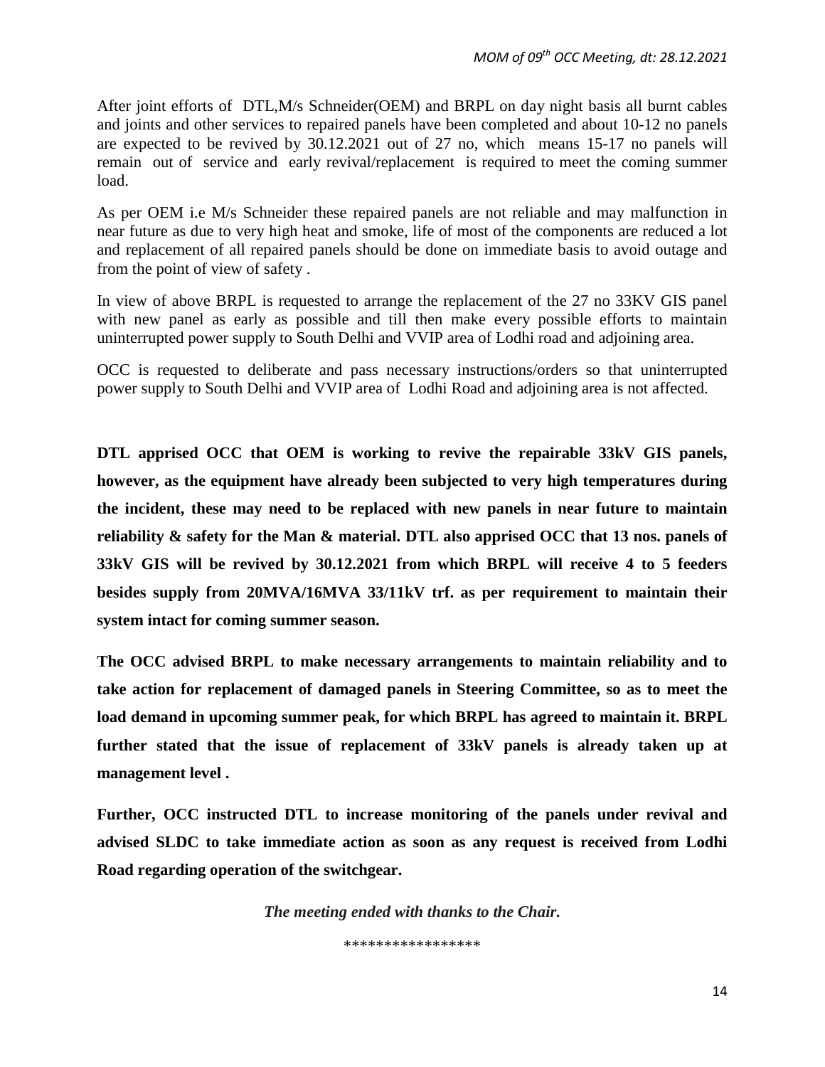After joint efforts of DTL,M/s Schneider(OEM) and BRPL on day night basis all burnt cables and joints and other services to repaired panels have been completed and about 10-12 no panels are expected to be revived by 30.12.2021 out of 27 no, which means 15-17 no panels will remain out of service and early revival/replacement is required to meet the coming summer load.

As per OEM i.e M/s Schneider these repaired panels are not reliable and may malfunction in near future as due to very high heat and smoke, life of most of the components are reduced a lot and replacement of all repaired panels should be done on immediate basis to avoid outage and from the point of view of safety .

In view of above BRPL is requested to arrange the replacement of the 27 no 33KV GIS panel with new panel as early as possible and till then make every possible efforts to maintain uninterrupted power supply to South Delhi and VVIP area of Lodhi road and adjoining area.

OCC is requested to deliberate and pass necessary instructions/orders so that uninterrupted power supply to South Delhi and VVIP area of Lodhi Road and adjoining area is not affected.

**DTL apprised OCC that OEM is working to revive the repairable 33kV GIS panels, however, as the equipment have already been subjected to very high temperatures during the incident, these may need to be replaced with new panels in near future to maintain reliability & safety for the Man & material. DTL also apprised OCC that 13 nos. panels of 33kV GIS will be revived by 30.12.2021 from which BRPL will receive 4 to 5 feeders besides supply from 20MVA/16MVA 33/11kV trf. as per requirement to maintain their system intact for coming summer season.**

**The OCC advised BRPL to make necessary arrangements to maintain reliability and to take action for replacement of damaged panels in Steering Committee, so as to meet the load demand in upcoming summer peak, for which BRPL has agreed to maintain it. BRPL further stated that the issue of replacement of 33kV panels is already taken up at management level .**

**Further, OCC instructed DTL to increase monitoring of the panels under revival and advised SLDC to take immediate action as soon as any request is received from Lodhi Road regarding operation of the switchgear.**

***The meeting ended with thanks to the Chair.***

\*\*\*\*\*\*\*\*\*\*\*\*\*\*\*\*\*